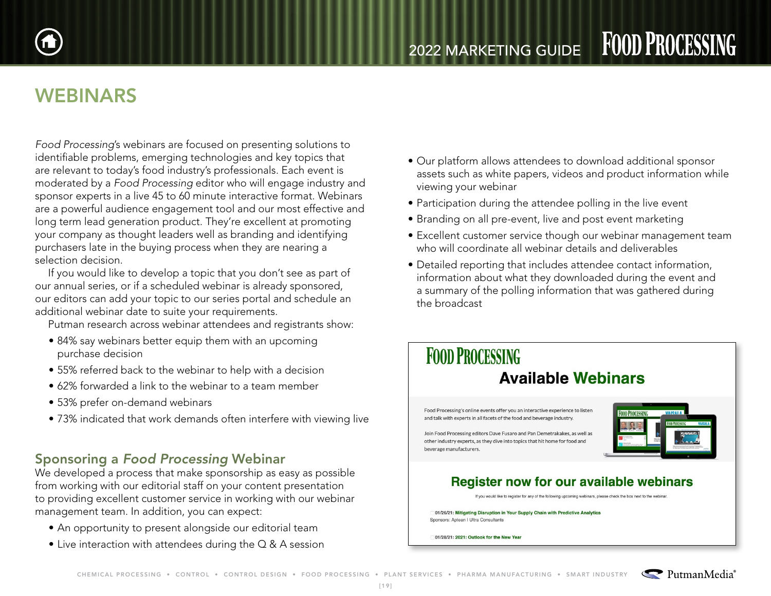# WEBINARS

*Food Processing*'s webinars are focused on presenting solutions to identifiable problems, emerging technologies and key topics that are relevant to today's food industry's professionals. Each event is moderated by a *Food Processing* editor who will engage industry and sponsor experts in a live 45 to 60 minute interactive format. Webinars are a powerful audience engagement tool and our most effective and long term lead generation product. They're excellent at promoting your company as thought leaders well as branding and identifying purchasers late in the buying process when they are nearing a selection decision.

If you would like to develop a topic that you don't see as part of our annual series, or if a scheduled webinar is already sponsored, our editors can add your topic to our series portal and schedule an additional webinar date to suite your requirements.

Putman research across webinar attendees and registrants show:

- 84% say webinars better equip them with an upcoming purchase decision
- 55% referred back to the webinar to help with a decision
- 62% forwarded a link to the webinar to a team member
- 53% prefer on-demand webinars
- 73% indicated that work demands often interfere with viewing live

## Sponsoring a *Food Processing* Webinar

We developed a process that make sponsorship as easy as possible from working with our editorial staff on your content presentation to providing excellent customer service in working with our webinar management team. In addition, you can expect:

- An opportunity to present alongside our editorial team
- Live interaction with attendees during the Q & A session
- Our platform allows attendees to download additional sponsor assets such as white papers, videos and product information while viewing your webinar
- Participation during the attendee polling in the live event
- Branding on all pre-event, live and post event marketing
- Excellent customer service though our webinar management team who will coordinate all webinar details and deliverables
- Detailed reporting that includes attendee contact information, information about what they downloaded during the event and a summary of the polling information that was gathered during the broadcast

FOOD PROCESSING

**Available Webinars**

Food Processing's online events offer you an interactive experience to listen and talk with experts in all facets of the food and beverage industry.

Join Food Processing editors Dave Fusaro and Pan Demetrakakes, as well as other industry experts, as they dive into topics that hit home for food and beverage manufacturers.

**Register now for our available webinars**

If you would like to register for any of the following upcoming webinars, please check the box next to the webinar.

**01/26/21: Mitigating Disruption in Your Supply Chain with Predictive Analytics**
Sponsors: Aptean | Ultra Consultants

**01/28/21: 2021: Outlook for the New Year**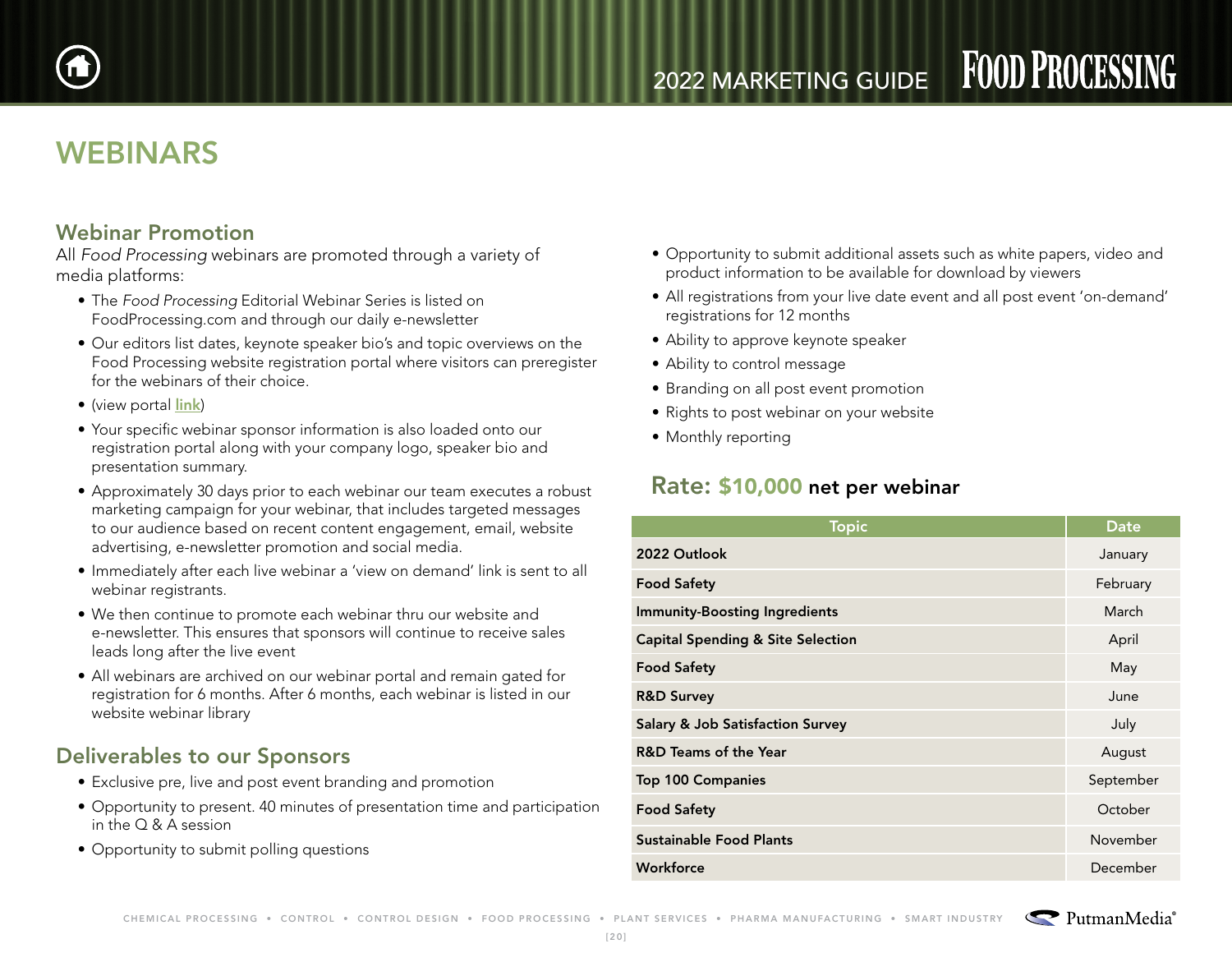# WEBINARS

## Webinar Promotion

All *Food Processing* webinars are promoted through a variety of media platforms:

- The *Food Processing* Editorial Webinar Series is listed on FoodProcessing.com and through our daily e-newsletter
- Our editors list dates, keynote speaker bio's and topic overviews on the Food Processing website registration portal where visitors can preregister for the webinars of their choice.
- (view portal **link**)
- Your specific webinar sponsor information is also loaded onto our registration portal along with your company logo, speaker bio and presentation summary.
- Approximately 30 days prior to each webinar our team executes a robust marketing campaign for your webinar, that includes targeted messages to our audience based on recent content engagement, email, website advertising, e-newsletter promotion and social media.
- Immediately after each live webinar a 'view on demand' link is sent to all webinar registrants.
- We then continue to promote each webinar thru our website and e-newsletter. This ensures that sponsors will continue to receive sales leads long after the live event
- All webinars are archived on our webinar portal and remain gated for registration for 6 months. After 6 months, each webinar is listed in our website webinar library

## Deliverables to our Sponsors

- Exclusive pre, live and post event branding and promotion
- Opportunity to present. 40 minutes of presentation time and participation in the Q & A session
- Opportunity to submit polling questions
- Opportunity to submit additional assets such as white papers, video and product information to be available for download by viewers
- All registrations from your live date event and all post event 'on-demand' registrations for 12 months
- Ability to approve keynote speaker
- Ability to control message
- Branding on all post event promotion
- Rights to post webinar on your website
- Monthly reporting

## Rate: $10,000 net per webinar

| Topic | Date |
|---|---|
| **2022 Outlook** | January |
| **Food Safety** | February |
| **Immunity-Boosting Ingredients** | March |
| **Capital Spending & Site Selection** | April |
| **Food Safety** | May |
| **R&D Survey** | June |
| **Salary & Job Satisfaction Survey** | July |
| **R&D Teams of the Year** | August |
| **Top 100 Companies** | September |
| **Food Safety** | October |
| **Sustainable Food Plants** | November |
| **Workforce** | December |